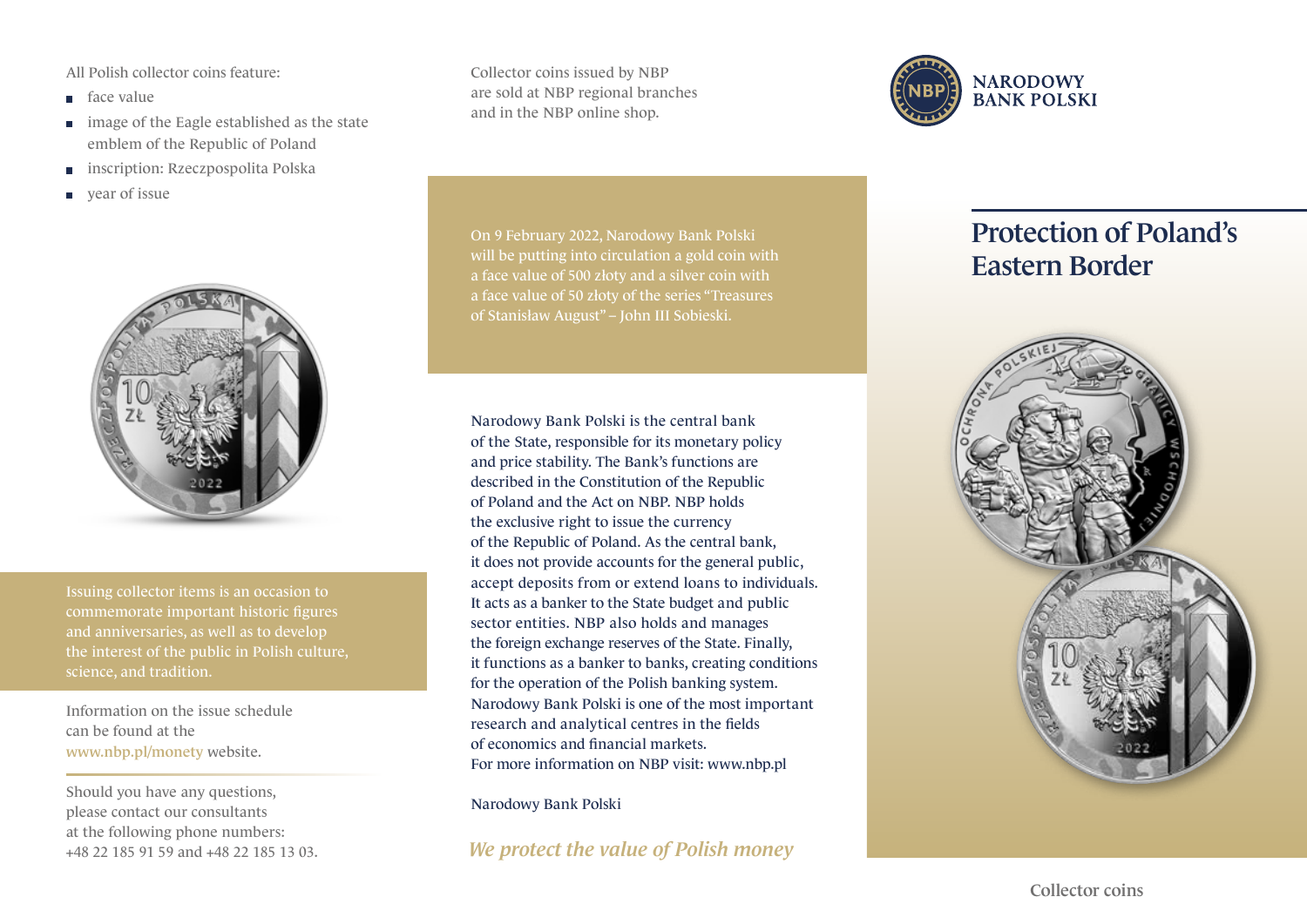# Protection of Poland's Eastern Border

Collector coins

NARODOWY BANK POLSKI

All Polish collector coins feature:

- face value
- image of the Eagle established as the state emblem of the Republic of Poland
- inscription: Rzeczpospolita Polska
- year of issue

Issuing collector items is an occasion to commemorate important historic figures and anniversaries, as well as to develop the interest of the public in Polish culture, science, and tradition.

Information on the issue schedule can be found at the www.nbp.pl/monety website.

Should you have any questions, please contact our consultants at the following phone numbers: +48 22 185 91 59 and +48 22 185 13 03.

Collector coins issued by NBP are sold at NBP regional branches and in the NBP online shop.

On 9 February 2022, Narodowy Bank Polski will be putting into circulation a gold coin with a face value of 500 złoty and a silver coin with a face value of 50 złoty of the series "Treasures of Stanisław August" – John III Sobieski.

Narodowy Bank Polski is the central bank of the State, responsible for its monetary policy and price stability. The Bank's functions are described in the Constitution of the Republic of Poland and the Act on NBP. NBP holds the exclusive right to issue the currency of the Republic of Poland. As the central bank, it does not provide accounts for the general public, accept deposits from or extend loans to individuals. It acts as a banker to the State budget and public sector entities. NBP also holds and manages the foreign exchange reserves of the State. Finally, it functions as a banker to banks, creating conditions for the operation of the Polish banking system. Narodowy Bank Polski is one of the most important research and analytical centres in the fields of economics and financial markets.
For more information on NBP visit: www.nbp.pl

Narodowy Bank Polski

*We protect the value of Polish money*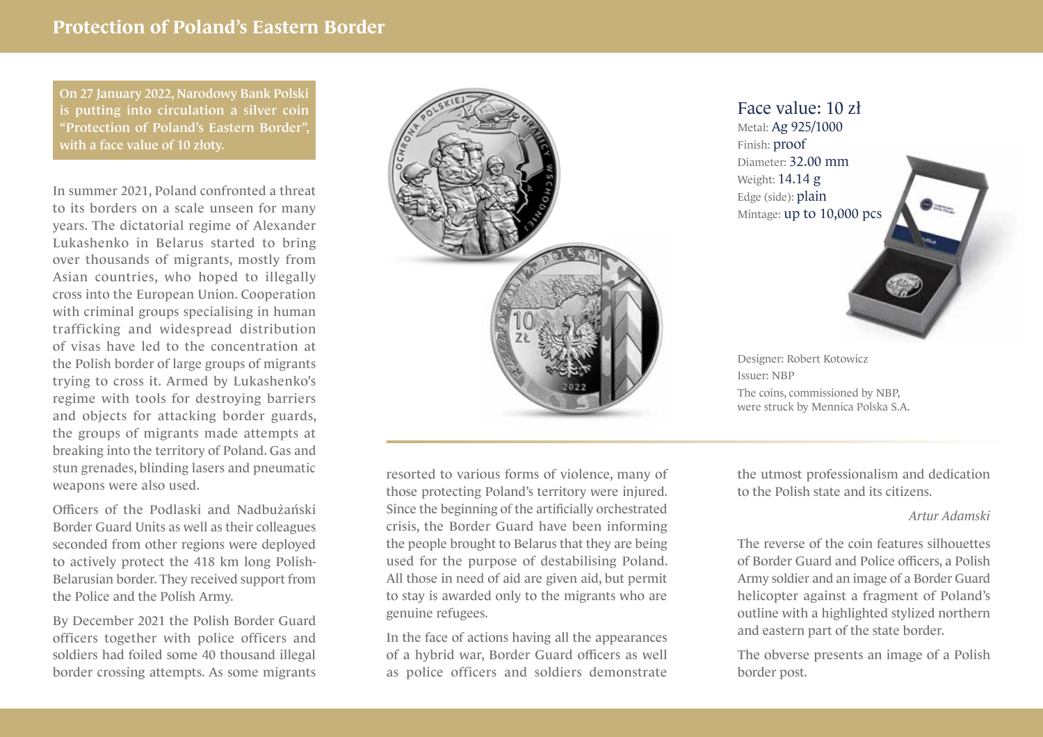# Protection of Poland's Eastern Border

**On 27 January 2022, Narodowy Bank Polski is putting into circulation a silver coin "Protection of Poland's Eastern Border", with a face value of 10 złoty.**

In summer 2021, Poland confronted a threat to its borders on a scale unseen for many years. The dictatorial regime of Alexander Lukashenko in Belarus started to bring over thousands of migrants, mostly from Asian countries, who hoped to illegally cross into the European Union. Cooperation with criminal groups specialising in human trafficking and widespread distribution of visas have led to the concentration at the Polish border of large groups of migrants trying to cross it. Armed by Lukashenko's regime with tools for destroying barriers and objects for attacking border guards, the groups of migrants made attempts at breaking into the territory of Poland. Gas and stun grenades, blinding lasers and pneumatic weapons were also used.

Officers of the Podlaski and Nadbużański Border Guard Units as well as their colleagues seconded from other regions were deployed to actively protect the 418 km long Polish-Belarusian border. They received support from the Police and the Polish Army.

By December 2021 the Polish Border Guard officers together with police officers and soldiers had foiled some 40 thousand illegal border crossing attempts. As some migrants resorted to various forms of violence, many of those protecting Poland's territory were injured. Since the beginning of the artificially orchestrated crisis, the Border Guard have been informing the people brought to Belarus that they are being used for the purpose of destabilising Poland. All those in need of aid are given aid, but permit to stay is awarded only to the migrants who are genuine refugees.

In the face of actions having all the appearances of a hybrid war, Border Guard officers as well as police officers and soldiers demonstrate the utmost professionalism and dedication to the Polish state and its citizens.

*Artur Adamski*

The reverse of the coin features silhouettes of Border Guard and Police officers, a Polish Army soldier and an image of a Border Guard helicopter against a fragment of Poland's outline with a highlighted stylized northern and eastern part of the state border.

The obverse presents an image of a Polish border post.

Face value: 10 zł
Metal: Ag 925/1000
Finish: proof
Diameter: 32.00 mm
Weight: 14.14 g
Edge (side): plain
Mintage: up to 10,000 pcs

Designer: Robert Kotowicz
Issuer: NBP
The coins, commissioned by NBP, were struck by Mennica Polska S.A.